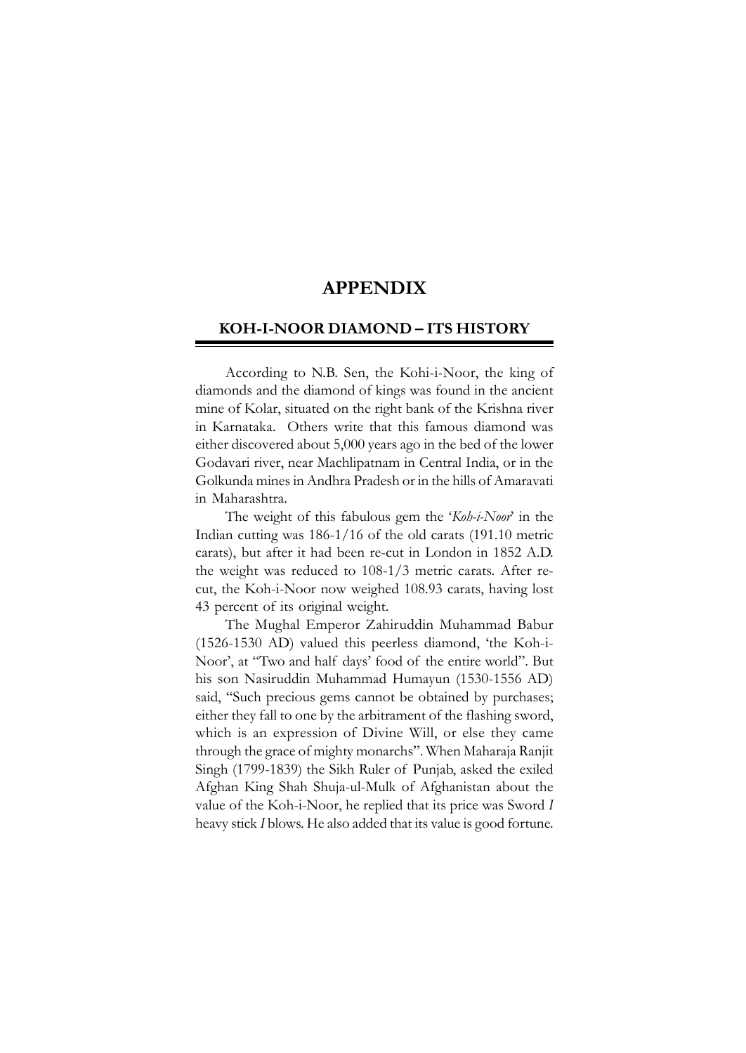# APPENDIX

## KOH-I-NOOR DIAMOND – ITS HISTORY

According to N.B. Sen, the Kohi-i-Noor, the king of diamonds and the diamond of kings was found in the ancient mine of Kolar, situated on the right bank of the Krishna river in Karnataka. Others write that this famous diamond was either discovered about 5,000 years ago in the bed of the lower Godavari river, near Machlipatnam in Central India, or in the Golkunda mines in Andhra Pradesh or in the hills of Amaravati in Maharashtra.

The weight of this fabulous gem the '*Koh-i-Noor*' in the Indian cutting was 186-1/16 of the old carats (191.10 metric carats), but after it had been re-cut in London in 1852 A.D. the weight was reduced to 108-1/3 metric carats. After re-cut, the Koh-i-Noor now weighed 108.93 carats, having lost 43 percent of its original weight.

The Mughal Emperor Zahiruddin Muhammad Babur (1526-1530 AD) valued this peerless diamond, 'the Koh-i-Noor', at "Two and half days' food of the entire world". But his son Nasiruddin Muhammad Humayun (1530-1556 AD) said, "Such precious gems cannot be obtained by purchases; either they fall to one by the arbitrament of the flashing sword, which is an expression of Divine Will, or else they came through the grace of mighty monarchs". When Maharaja Ranjit Singh (1799-1839) the Sikh Ruler of Punjab, asked the exiled Afghan King Shah Shuja-ul-Mulk of Afghanistan about the value of the Koh-i-Noor, he replied that its price was Sword *I* heavy stick *I* blows. He also added that its value is good fortune.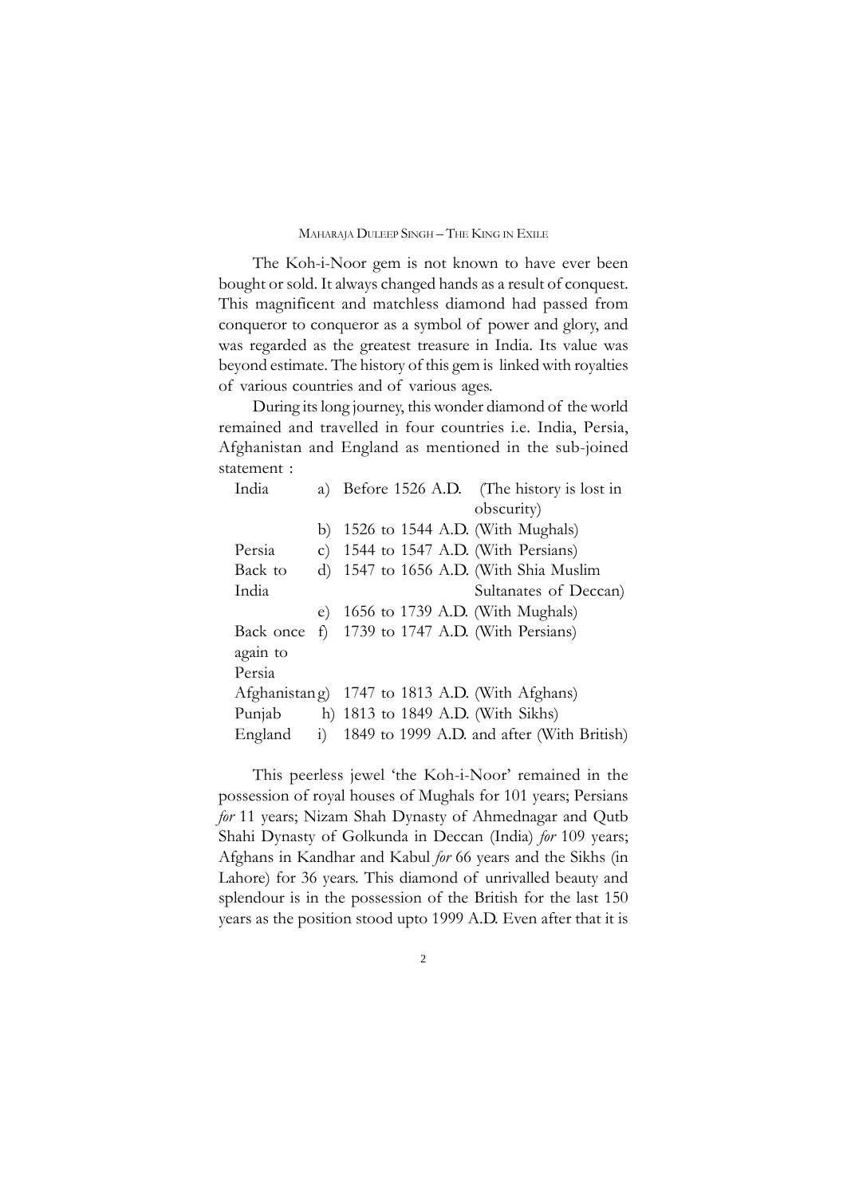The Koh-i-Noor gem is not known to have ever been bought or sold. It always changed hands as a result of conquest. This magnificent and matchless diamond had passed from conqueror to conqueror as a symbol of power and glory, and was regarded as the greatest treasure in India. Its value was beyond estimate. The history of this gem is linked with royalties of various countries and of various ages.

During its long journey, this wonder diamond of the world remained and travelled in four countries i.e. India, Persia, Afghanistan and England as mentioned in the sub-joined statement :

| | | | |
|---|---|---|---|
| India | a) | Before 1526 A.D. | (The history is lost in obscurity) |
| | b) | 1526 to 1544 A.D. | (With Mughals) |
| Persia | c) | 1544 to 1547 A.D. | (With Persians) |
| Back to India | d) | 1547 to 1656 A.D. | (With Shia Muslim Sultanates of Deccan) |
| | e) | 1656 to 1739 A.D. | (With Mughals) |
| Back once again to Persia | f) | 1739 to 1747 A.D. | (With Persians) |
| Afghanistan | g) | 1747 to 1813 A.D. | (With Afghans) |
| Punjab | h) | 1813 to 1849 A.D. | (With Sikhs) |
| England | i) | 1849 to 1999 A.D. and after | (With British) |

This peerless jewel 'the Koh-i-Noor' remained in the possession of royal houses of Mughals for 101 years; Persians *for* 11 years; Nizam Shah Dynasty of Ahmednagar and Qutb Shahi Dynasty of Golkunda in Deccan (India) *for* 109 years; Afghans in Kandhar and Kabul *for* 66 years and the Sikhs (in Lahore) for 36 years. This diamond of unrivalled beauty and splendour is in the possession of the British for the last 150 years as the position stood upto 1999 A.D. Even after that it is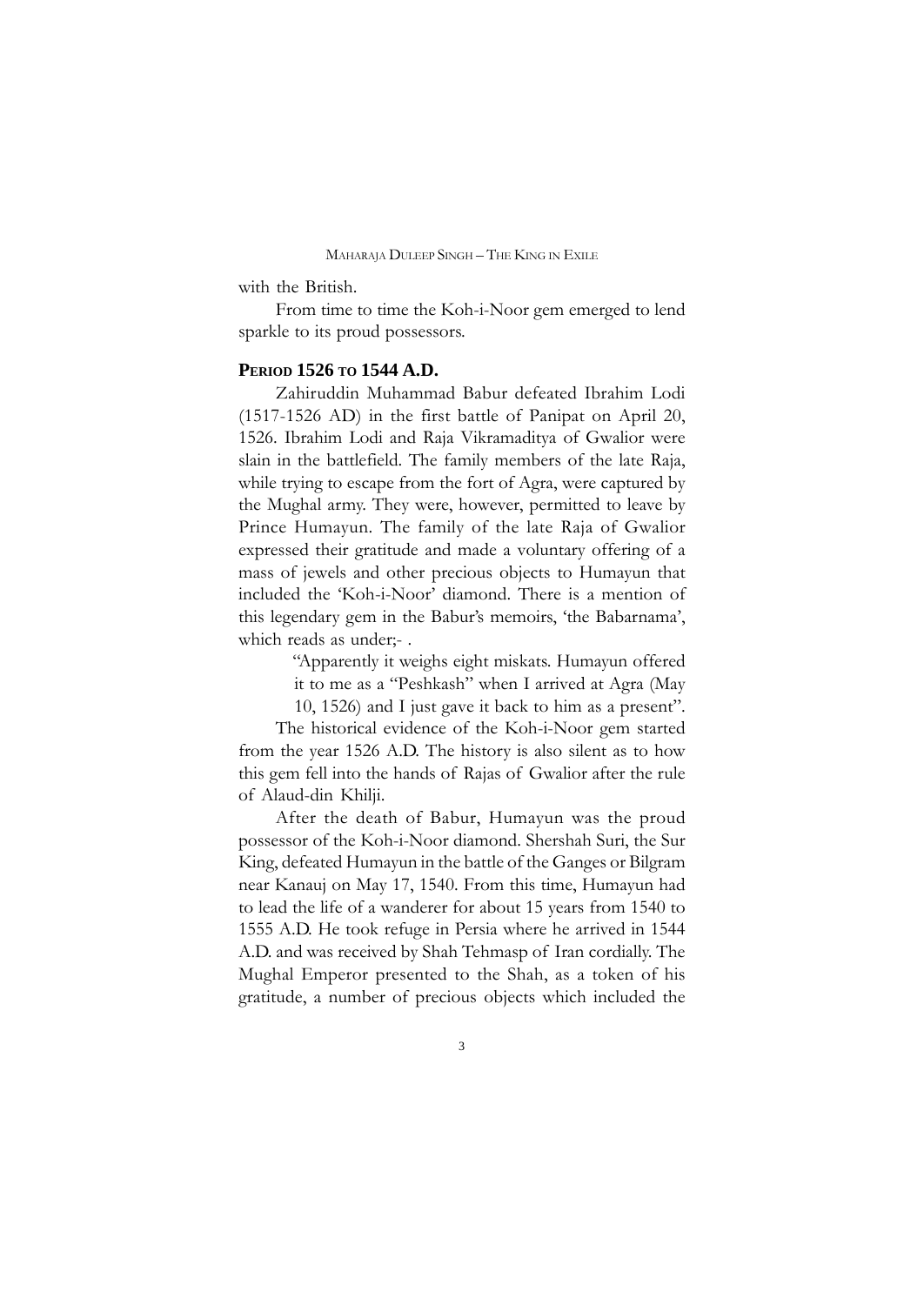with the British.

From time to time the Koh-i-Noor gem emerged to lend sparkle to its proud possessors.

## Period 1526 to 1544 A.D.

Zahiruddin Muhammad Babur defeated Ibrahim Lodi (1517-1526 AD) in the first battle of Panipat on April 20, 1526. Ibrahim Lodi and Raja Vikramaditya of Gwalior were slain in the battlefield. The family members of the late Raja, while trying to escape from the fort of Agra, were captured by the Mughal army. They were, however, permitted to leave by Prince Humayun. The family of the late Raja of Gwalior expressed their gratitude and made a voluntary offering of a mass of jewels and other precious objects to Humayun that included the 'Koh-i-Noor' diamond. There is a mention of this legendary gem in the Babur's memoirs, 'the Babarnama', which reads as under;- .

> "Apparently it weighs eight miskats. Humayun offered it to me as a "Peshkash" when I arrived at Agra (May 10, 1526) and I just gave it back to him as a present".

The historical evidence of the Koh-i-Noor gem started from the year 1526 A.D. The history is also silent as to how this gem fell into the hands of Rajas of Gwalior after the rule of Alaud-din Khilji.

After the death of Babur, Humayun was the proud possessor of the Koh-i-Noor diamond. Shershah Suri, the Sur King, defeated Humayun in the battle of the Ganges or Bilgram near Kanauj on May 17, 1540. From this time, Humayun had to lead the life of a wanderer for about 15 years from 1540 to 1555 A.D. He took refuge in Persia where he arrived in 1544 A.D. and was received by Shah Tehmasp of Iran cordially. The Mughal Emperor presented to the Shah, as a token of his gratitude, a number of precious objects which included the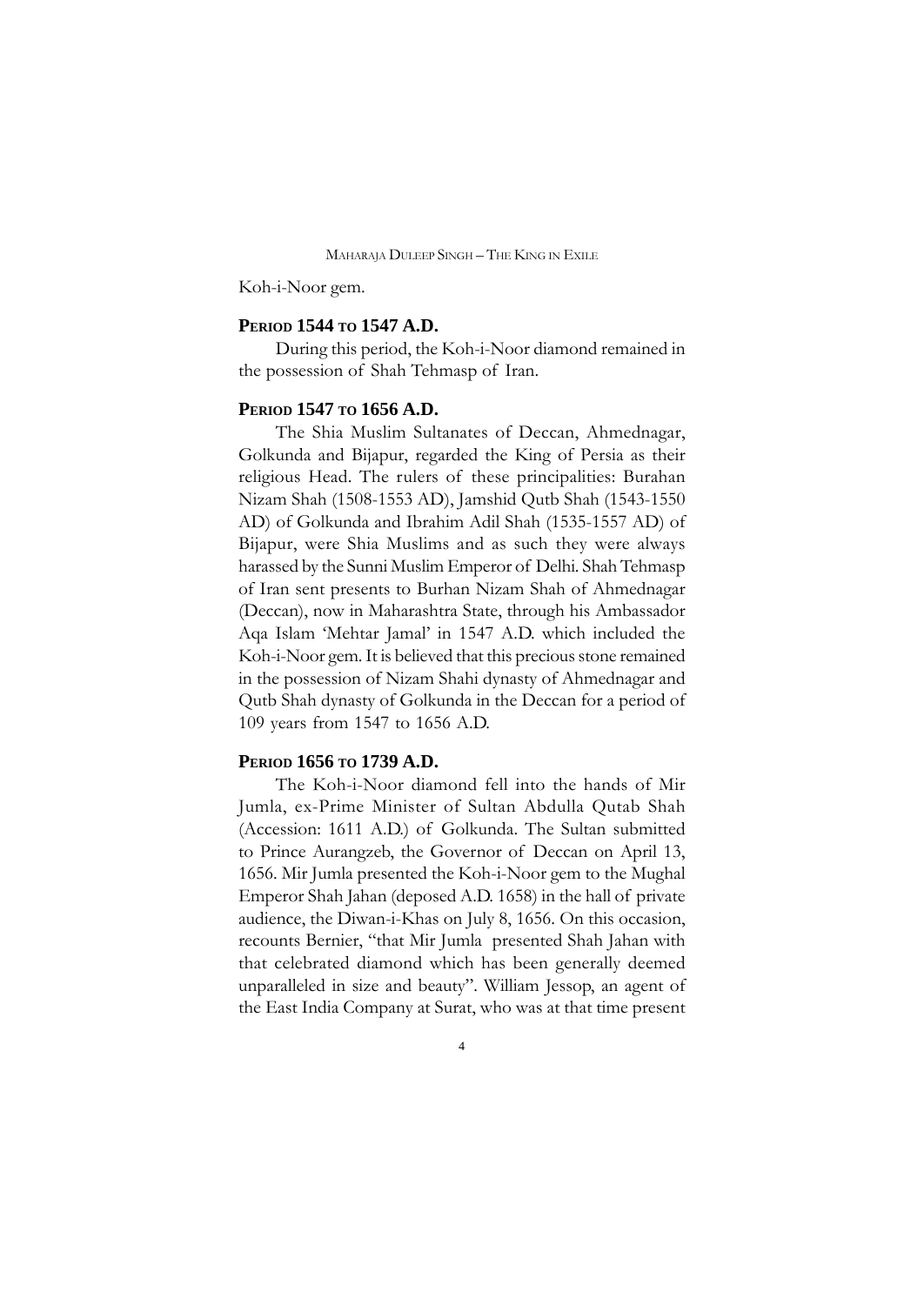Koh-i-Noor gem.

## Period 1544 to 1547 A.D.

During this period, the Koh-i-Noor diamond remained in the possession of Shah Tehmasp of Iran.

## Period 1547 to 1656 A.D.

The Shia Muslim Sultanates of Deccan, Ahmednagar, Golkunda and Bijapur, regarded the King of Persia as their religious Head. The rulers of these principalities: Burahan Nizam Shah (1508-1553 AD), Jamshid Qutb Shah (1543-1550 AD) of Golkunda and Ibrahim Adil Shah (1535-1557 AD) of Bijapur, were Shia Muslims and as such they were always harassed by the Sunni Muslim Emperor of Delhi. Shah Tehmasp of Iran sent presents to Burhan Nizam Shah of Ahmednagar (Deccan), now in Maharashtra State, through his Ambassador Aqa Islam 'Mehtar Jamal' in 1547 A.D. which included the Koh-i-Noor gem. It is believed that this precious stone remained in the possession of Nizam Shahi dynasty of Ahmednagar and Qutb Shah dynasty of Golkunda in the Deccan for a period of 109 years from 1547 to 1656 A.D.

## Period 1656 to 1739 A.D.

The Koh-i-Noor diamond fell into the hands of Mir Jumla, ex-Prime Minister of Sultan Abdulla Qutab Shah (Accession: 1611 A.D.) of Golkunda. The Sultan submitted to Prince Aurangzeb, the Governor of Deccan on April 13, 1656. Mir Jumla presented the Koh-i-Noor gem to the Mughal Emperor Shah Jahan (deposed A.D. 1658) in the hall of private audience, the Diwan-i-Khas on July 8, 1656. On this occasion, recounts Bernier, "that Mir Jumla presented Shah Jahan with that celebrated diamond which has been generally deemed unparalleled in size and beauty". William Jessop, an agent of the East India Company at Surat, who was at that time present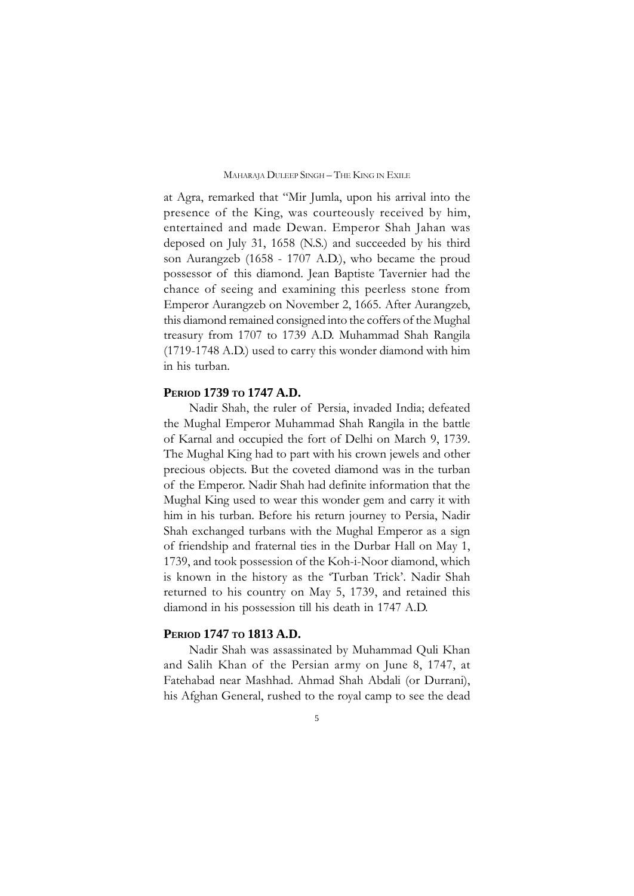at Agra, remarked that "Mir Jumla, upon his arrival into the presence of the King, was courteously received by him, entertained and made Dewan. Emperor Shah Jahan was deposed on July 31, 1658 (N.S.) and succeeded by his third son Aurangzeb (1658 - 1707 A.D.), who became the proud possessor of this diamond. Jean Baptiste Tavernier had the chance of seeing and examining this peerless stone from Emperor Aurangzeb on November 2, 1665. After Aurangzeb, this diamond remained consigned into the coffers of the Mughal treasury from 1707 to 1739 A.D. Muhammad Shah Rangila (1719-1748 A.D.) used to carry this wonder diamond with him in his turban.

### Period 1739 to 1747 A.D.

Nadir Shah, the ruler of Persia, invaded India; defeated the Mughal Emperor Muhammad Shah Rangila in the battle of Karnal and occupied the fort of Delhi on March 9, 1739. The Mughal King had to part with his crown jewels and other precious objects. But the coveted diamond was in the turban of the Emperor. Nadir Shah had definite information that the Mughal King used to wear this wonder gem and carry it with him in his turban. Before his return journey to Persia, Nadir Shah exchanged turbans with the Mughal Emperor as a sign of friendship and fraternal ties in the Durbar Hall on May 1, 1739, and took possession of the Koh-i-Noor diamond, which is known in the history as the 'Turban Trick'. Nadir Shah returned to his country on May 5, 1739, and retained this diamond in his possession till his death in 1747 A.D.

### Period 1747 to 1813 A.D.

Nadir Shah was assassinated by Muhammad Quli Khan and Salih Khan of the Persian army on June 8, 1747, at Fatehabad near Mashhad. Ahmad Shah Abdali (or Durrani), his Afghan General, rushed to the royal camp to see the dead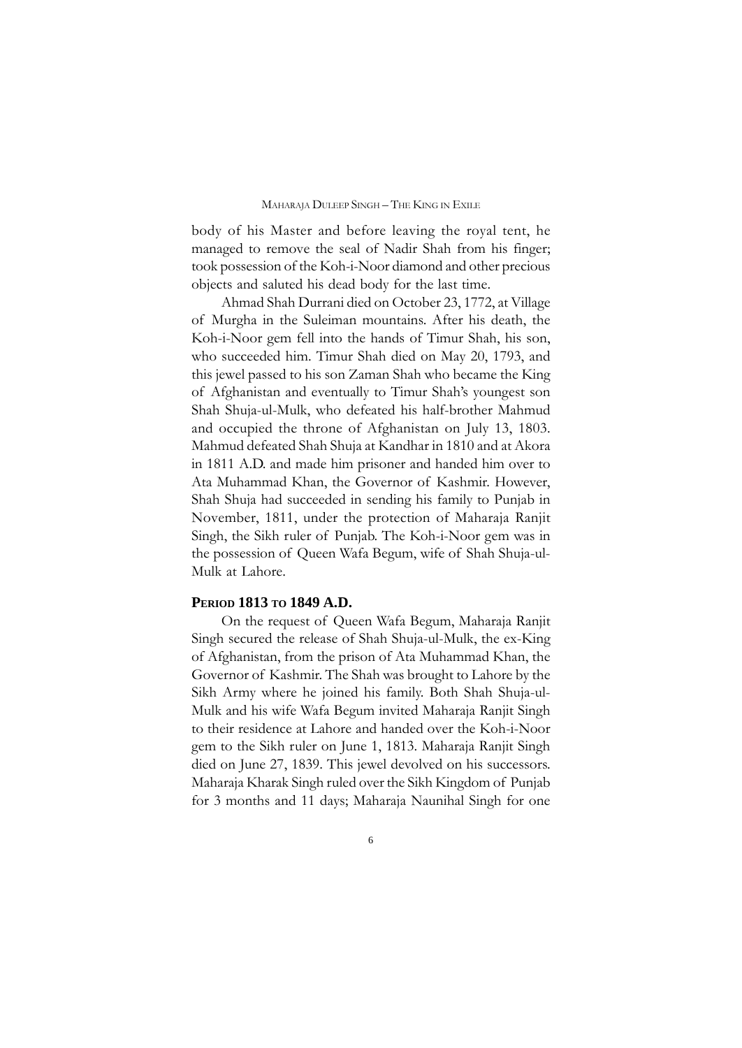body of his Master and before leaving the royal tent, he managed to remove the seal of Nadir Shah from his finger; took possession of the Koh-i-Noor diamond and other precious objects and saluted his dead body for the last time.

Ahmad Shah Durrani died on October 23, 1772, at Village of Murgha in the Suleiman mountains. After his death, the Koh-i-Noor gem fell into the hands of Timur Shah, his son, who succeeded him. Timur Shah died on May 20, 1793, and this jewel passed to his son Zaman Shah who became the King of Afghanistan and eventually to Timur Shah's youngest son Shah Shuja-ul-Mulk, who defeated his half-brother Mahmud and occupied the throne of Afghanistan on July 13, 1803. Mahmud defeated Shah Shuja at Kandhar in 1810 and at Akora in 1811 A.D. and made him prisoner and handed him over to Ata Muhammad Khan, the Governor of Kashmir. However, Shah Shuja had succeeded in sending his family to Punjab in November, 1811, under the protection of Maharaja Ranjit Singh, the Sikh ruler of Punjab. The Koh-i-Noor gem was in the possession of Queen Wafa Begum, wife of Shah Shuja-ul-Mulk at Lahore.

## Period 1813 to 1849 A.D.

On the request of Queen Wafa Begum, Maharaja Ranjit Singh secured the release of Shah Shuja-ul-Mulk, the ex-King of Afghanistan, from the prison of Ata Muhammad Khan, the Governor of Kashmir. The Shah was brought to Lahore by the Sikh Army where he joined his family. Both Shah Shuja-ul-Mulk and his wife Wafa Begum invited Maharaja Ranjit Singh to their residence at Lahore and handed over the Koh-i-Noor gem to the Sikh ruler on June 1, 1813. Maharaja Ranjit Singh died on June 27, 1839. This jewel devolved on his successors. Maharaja Kharak Singh ruled over the Sikh Kingdom of Punjab for 3 months and 11 days; Maharaja Naunihal Singh for one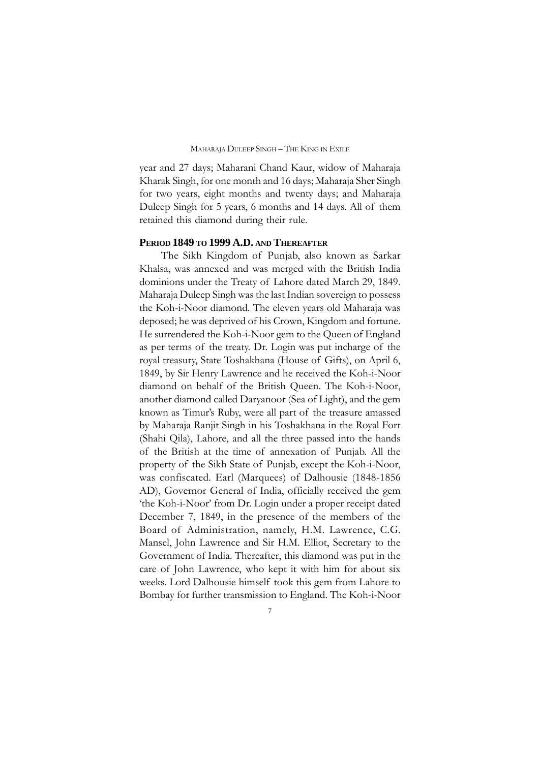year and 27 days; Maharani Chand Kaur, widow of Maharaja Kharak Singh, for one month and 16 days; Maharaja Sher Singh for two years, eight months and twenty days; and Maharaja Duleep Singh for 5 years, 6 months and 14 days. All of them retained this diamond during their rule.

## Period 1849 to 1999 A.D. and Thereafter

The Sikh Kingdom of Punjab, also known as Sarkar Khalsa, was annexed and was merged with the British India dominions under the Treaty of Lahore dated March 29, 1849. Maharaja Duleep Singh was the last Indian sovereign to possess the Koh-i-Noor diamond. The eleven years old Maharaja was deposed; he was deprived of his Crown, Kingdom and fortune. He surrendered the Koh-i-Noor gem to the Queen of England as per terms of the treaty. Dr. Login was put incharge of the royal treasury, State Toshakhana (House of Gifts), on April 6, 1849, by Sir Henry Lawrence and he received the Koh-i-Noor diamond on behalf of the British Queen. The Koh-i-Noor, another diamond called Daryanoor (Sea of Light), and the gem known as Timur's Ruby, were all part of the treasure amassed by Maharaja Ranjit Singh in his Toshakhana in the Royal Fort (Shahi Qila), Lahore, and all the three passed into the hands of the British at the time of annexation of Punjab. All the property of the Sikh State of Punjab, except the Koh-i-Noor, was confiscated. Earl (Marquees) of Dalhousie (1848-1856 AD), Governor General of India, officially received the gem 'the Koh-i-Noor' from Dr. Login under a proper receipt dated December 7, 1849, in the presence of the members of the Board of Administration, namely, H.M. Lawrence, C.G. Mansel, John Lawrence and Sir H.M. Elliot, Secretary to the Government of India. Thereafter, this diamond was put in the care of John Lawrence, who kept it with him for about six weeks. Lord Dalhousie himself took this gem from Lahore to Bombay for further transmission to England. The Koh-i-Noor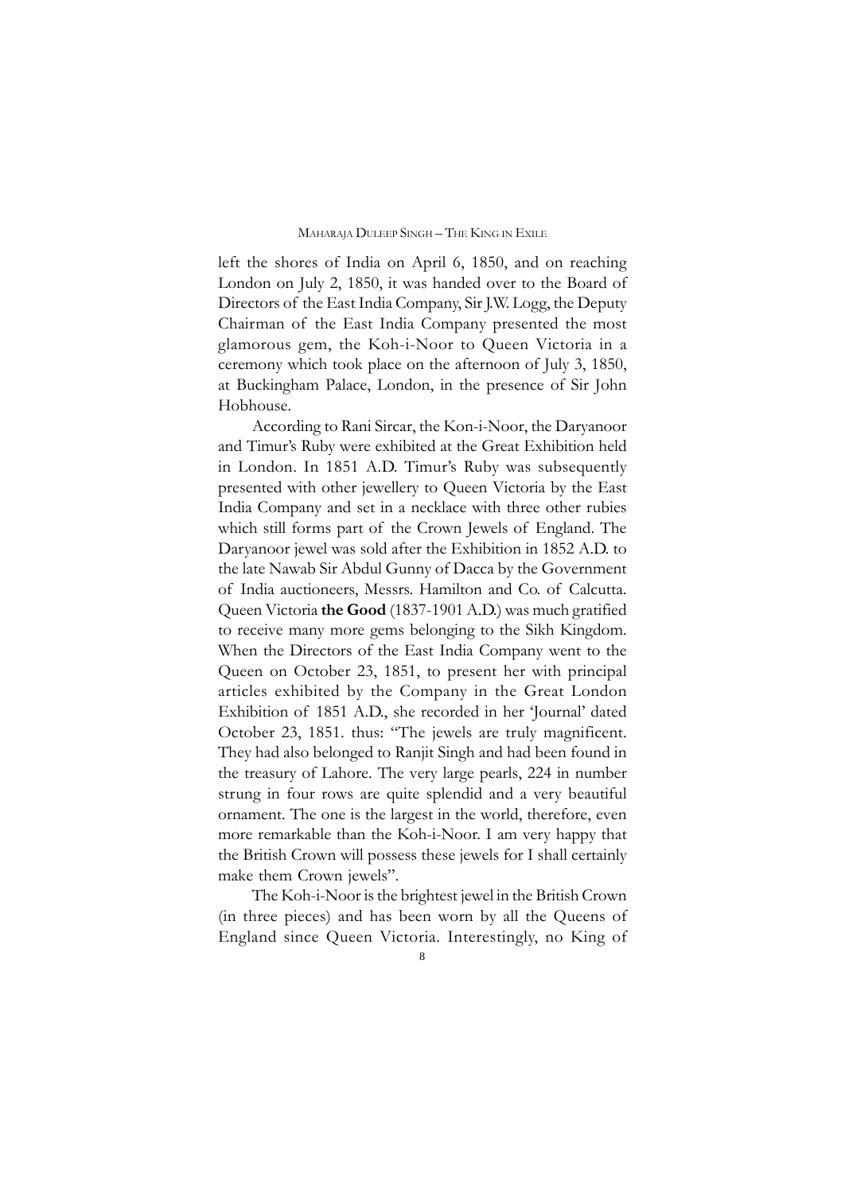left the shores of India on April 6, 1850, and on reaching London on July 2, 1850, it was handed over to the Board of Directors of the East India Company, Sir J.W. Logg, the Deputy Chairman of the East India Company presented the most glamorous gem, the Koh-i-Noor to Queen Victoria in a ceremony which took place on the afternoon of July 3, 1850, at Buckingham Palace, London, in the presence of Sir John Hobhouse.

According to Rani Sircar, the Kon-i-Noor, the Daryanoor and Timur's Ruby were exhibited at the Great Exhibition held in London. In 1851 A.D. Timur's Ruby was subsequently presented with other jewellery to Queen Victoria by the East India Company and set in a necklace with three other rubies which still forms part of the Crown Jewels of England. The Daryanoor jewel was sold after the Exhibition in 1852 A.D. to the late Nawab Sir Abdul Gunny of Dacca by the Government of India auctioneers, Messrs. Hamilton and Co. of Calcutta. Queen Victoria **the Good** (1837-1901 A.D.) was much gratified to receive many more gems belonging to the Sikh Kingdom. When the Directors of the East India Company went to the Queen on October 23, 1851, to present her with principal articles exhibited by the Company in the Great London Exhibition of 1851 A.D., she recorded in her 'Journal' dated October 23, 1851. thus: "The jewels are truly magnificent. They had also belonged to Ranjit Singh and had been found in the treasury of Lahore. The very large pearls, 224 in number strung in four rows are quite splendid and a very beautiful ornament. The one is the largest in the world, therefore, even more remarkable than the Koh-i-Noor. I am very happy that the British Crown will possess these jewels for I shall certainly make them Crown jewels".

The Koh-i-Noor is the brightest jewel in the British Crown (in three pieces) and has been worn by all the Queens of England since Queen Victoria. Interestingly, no King of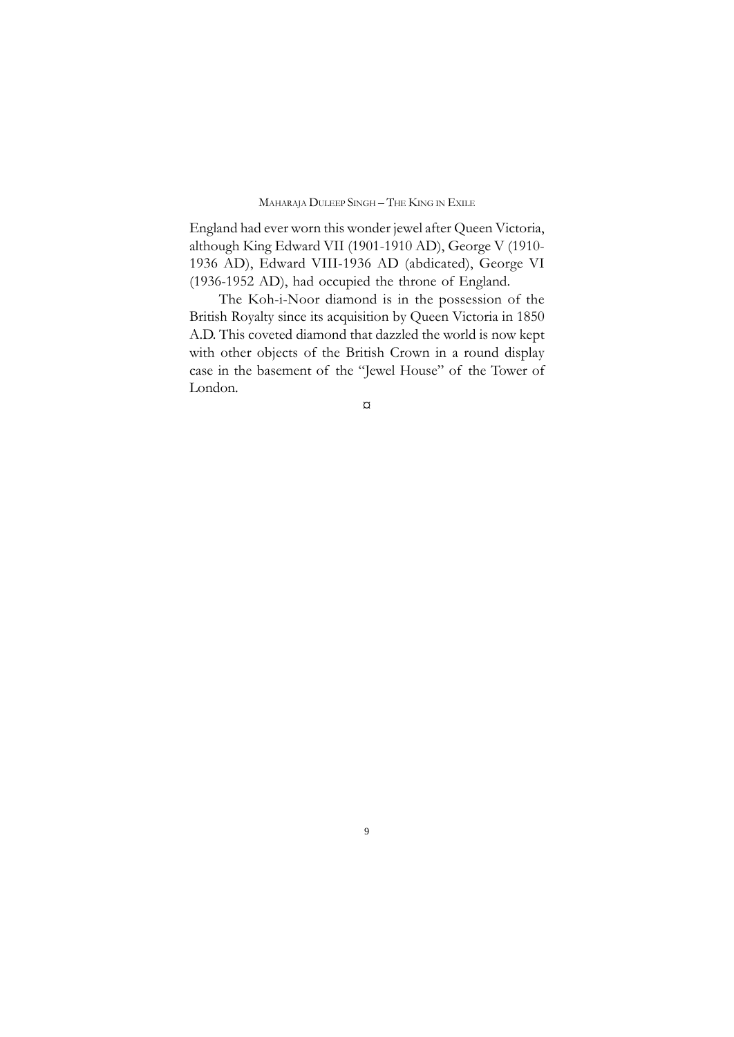England had ever worn this wonder jewel after Queen Victoria, although King Edward VII (1901-1910 AD), George V (1910-1936 AD), Edward VIII-1936 AD (abdicated), George VI (1936-1952 AD), had occupied the throne of England.

The Koh-i-Noor diamond is in the possession of the British Royalty since its acquisition by Queen Victoria in 1850 A.D. This coveted diamond that dazzled the world is now kept with other objects of the British Crown in a round display case in the basement of the "Jewel House" of the Tower of London.

¤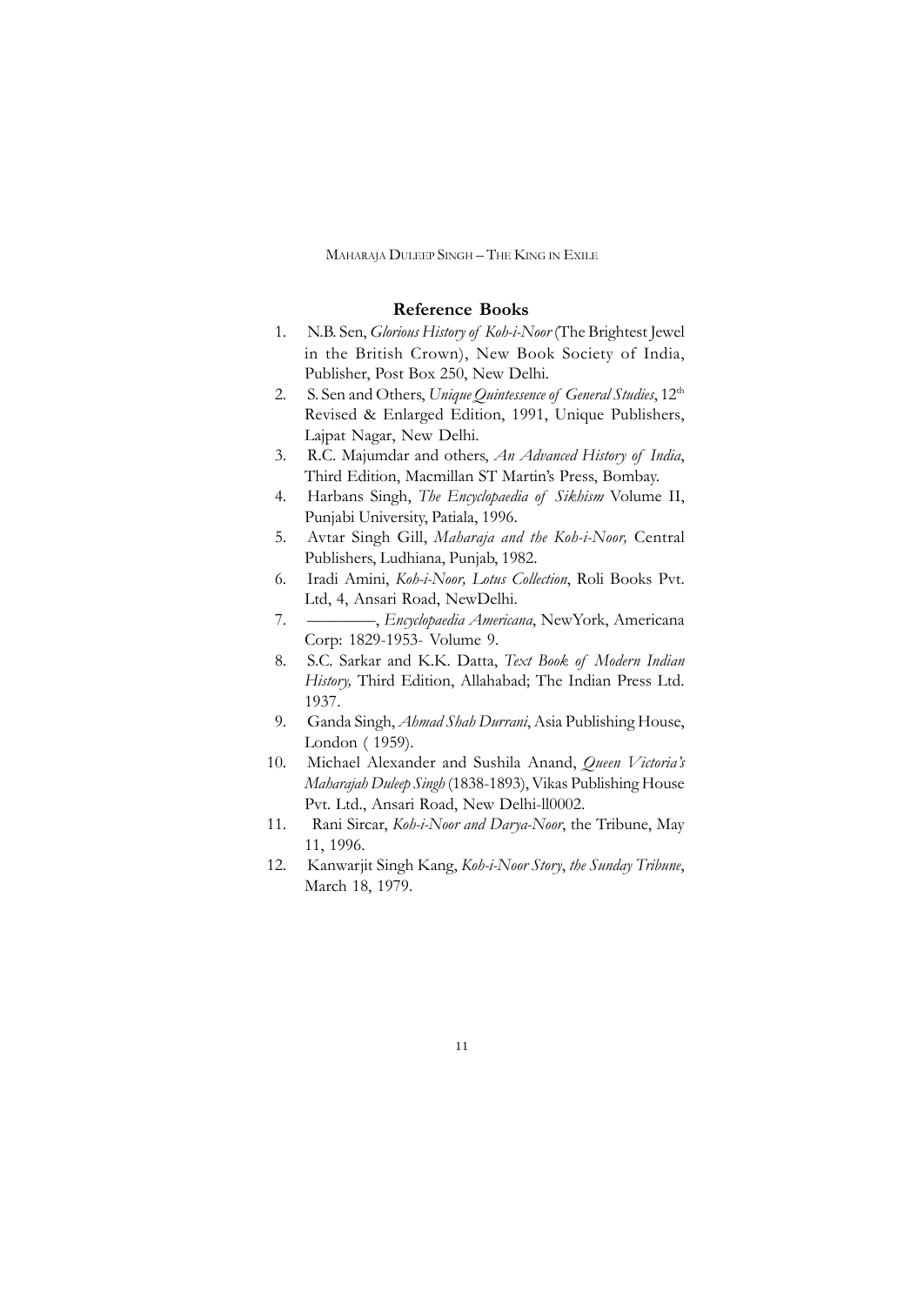## Reference Books

1. N.B. Sen, *Glorious History of Koh-i-Noor* (The Brightest Jewel in the British Crown), New Book Society of India, Publisher, Post Box 250, New Delhi.
2. S. Sen and Others, *Unique Quintessence of General Studies*, 12th Revised & Enlarged Edition, 1991, Unique Publishers, Lajpat Nagar, New Delhi.
3. R.C. Majumdar and others, *An Advanced History of India*, Third Edition, Macmillan ST Martin's Press, Bombay.
4. Harbans Singh, *The Encyclopaedia of Sikhism* Volume II, Punjabi University, Patiala, 1996.
5. Avtar Singh Gill, *Maharaja and the Koh-i-Noor,* Central Publishers, Ludhiana, Punjab, 1982.
6. Iradi Amini, *Koh-i-Noor, Lotus Collection*, Roli Books Pvt. Ltd, 4, Ansari Road, NewDelhi.
7. ————, *Encyclopaedia Americana*, NewYork, Americana Corp: 1829-1953- Volume 9.
8. S.C. Sarkar and K.K. Datta, *Text Book of Modern Indian History,* Third Edition, Allahabad; The Indian Press Ltd. 1937.
9. Ganda Singh, *Ahmad Shah Durrani*, Asia Publishing House, London ( 1959).
10. Michael Alexander and Sushila Anand, *Queen Victoria's Maharajah Duleep Singh* (1838-1893), Vikas Publishing House Pvt. Ltd., Ansari Road, New Delhi-ll0002.
11. Rani Sircar, *Koh-i-Noor and Darya-Noor*, the Tribune, May 11, 1996.
12. Kanwarjit Singh Kang, *Koh-i-Noor Story*, *the Sunday Tribune*, March 18, 1979.